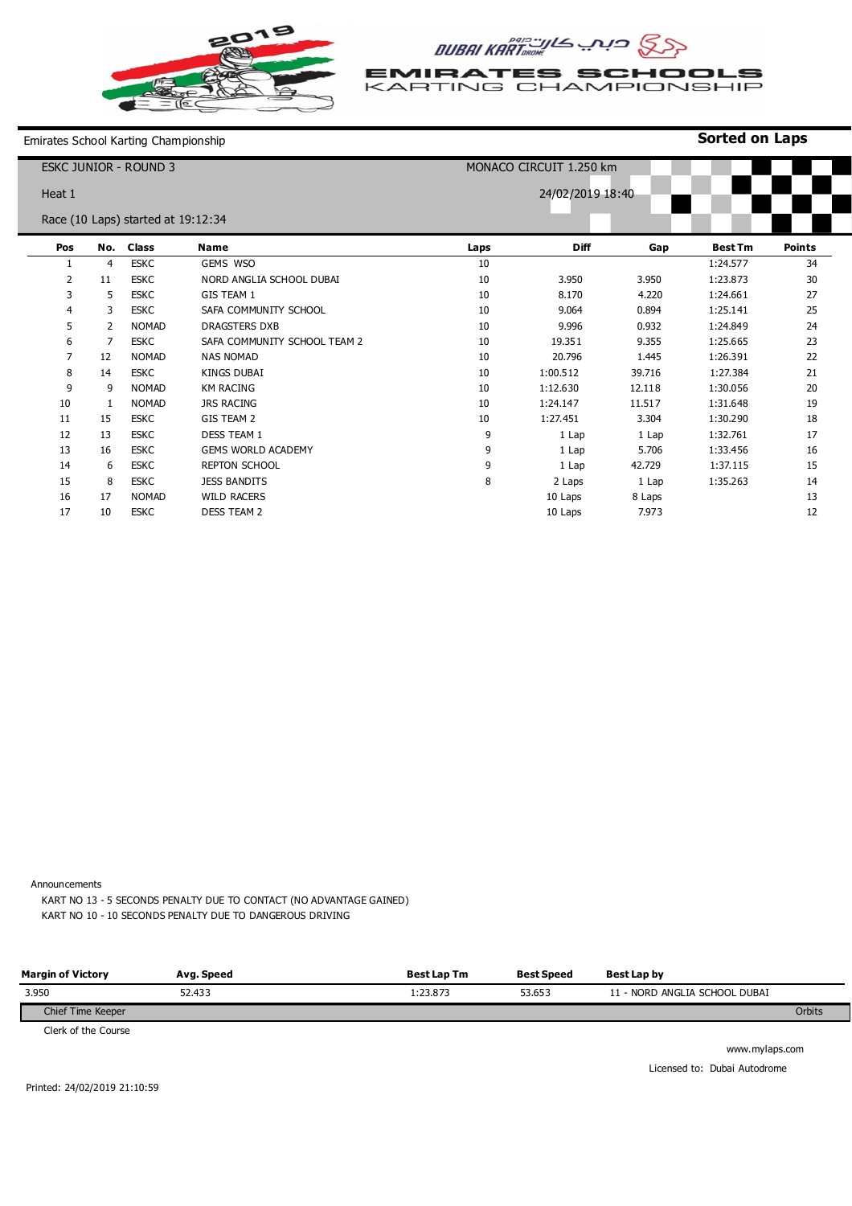# EMIRATES SCHOOLS KARTING CHAMPIONSHIP

DUBAI KARTDROME دبي كارتدروم

Emirates School Karting Championship

**Sorted on Laps**

ESKC JUNIOR - ROUND 3

MONACO CIRCUIT 1.250 km

Heat 1

24/02/2019 18:40

Race (10 Laps) started at 19:12:34

| Pos | No. | Class | Name | Laps | Diff | Gap | Best Tm | Points |
|---|---|---|---|---|---|---|---|---|
| 1 | 4 | ESKC | GEMS WSO | 10 | | | 1:24.577 | 34 |
| 2 | 11 | ESKC | NORD ANGLIA SCHOOL DUBAI | 10 | 3.950 | 3.950 | 1:23.873 | 30 |
| 3 | 5 | ESKC | GIS TEAM 1 | 10 | 8.170 | 4.220 | 1:24.661 | 27 |
| 4 | 3 | ESKC | SAFA COMMUNITY SCHOOL | 10 | 9.064 | 0.894 | 1:25.141 | 25 |
| 5 | 2 | NOMAD | DRAGSTERS DXB | 10 | 9.996 | 0.932 | 1:24.849 | 24 |
| 6 | 7 | ESKC | SAFA COMMUNITY SCHOOL TEAM 2 | 10 | 19.351 | 9.355 | 1:25.665 | 23 |
| 7 | 12 | NOMAD | NAS NOMAD | 10 | 20.796 | 1.445 | 1:26.391 | 22 |
| 8 | 14 | ESKC | KINGS DUBAI | 10 | 1:00.512 | 39.716 | 1:27.384 | 21 |
| 9 | 9 | NOMAD | KM RACING | 10 | 1:12.630 | 12.118 | 1:30.056 | 20 |
| 10 | 1 | NOMAD | JRS RACING | 10 | 1:24.147 | 11.517 | 1:31.648 | 19 |
| 11 | 15 | ESKC | GIS TEAM 2 | 10 | 1:27.451 | 3.304 | 1:30.290 | 18 |
| 12 | 13 | ESKC | DESS TEAM 1 | 9 | 1 Lap | 1 Lap | 1:32.761 | 17 |
| 13 | 16 | ESKC | GEMS WORLD ACADEMY | 9 | 1 Lap | 5.706 | 1:33.456 | 16 |
| 14 | 6 | ESKC | REPTON SCHOOL | 9 | 1 Lap | 42.729 | 1:37.115 | 15 |
| 15 | 8 | ESKC | JESS BANDITS | 8 | 2 Laps | 1 Lap | 1:35.263 | 14 |
| 16 | 17 | NOMAD | WILD RACERS | | 10 Laps | 8 Laps | | 13 |
| 17 | 10 | ESKC | DESS TEAM 2 | | 10 Laps | 7.973 | | 12 |

Announcements

KART NO 13 - 5 SECONDS PENALTY DUE TO CONTACT (NO ADVANTAGE GAINED)

KART NO 10 - 10 SECONDS PENALTY DUE TO DANGEROUS DRIVING

| Margin of Victory | Avg. Speed | Best Lap Tm | Best Speed | Best Lap by |
|---|---|---|---|---|
| 3.950 | 52.433 | 1:23.873 | 53.653 | 11 - NORD ANGLIA SCHOOL DUBAI |

Chief Time Keeper

Orbits

Clerk of the Course

www.mylaps.com

Licensed to: Dubai Autodrome

Printed: 24/02/2019 21:10:59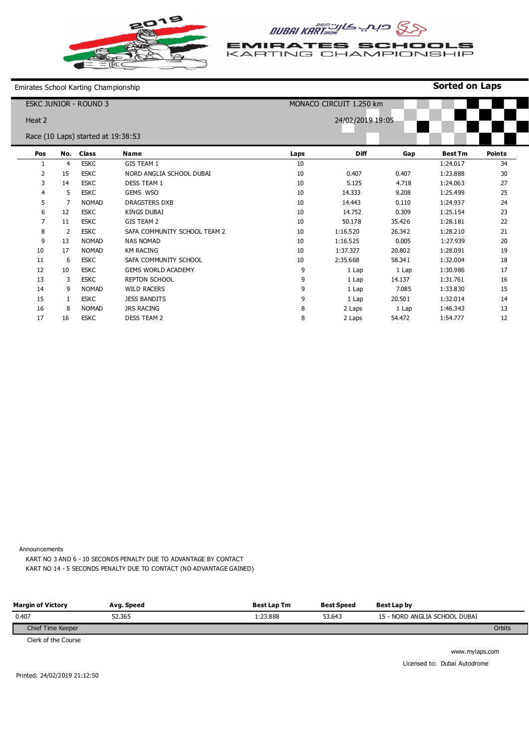2019

DUBAI KARTDROME دبي كارت دروم

EMIRATES SCHOOLS KARTING CHAMPIONSHIP

Emirates School Karting Championship

**Sorted on Laps**

ESKC JUNIOR - ROUND 3

MONACO CIRCUIT 1.250 km

Heat 2

24/02/2019 19:05

Race (10 Laps) started at 19:38:53

| Pos | No. | Class | Name | Laps | Diff | Gap | Best Tm | Points |
|---|---|---|---|---|---|---|---|---|
| 1 | 4 | ESKC | GIS TEAM 1 | 10 | | | 1:24.017 | 34 |
| 2 | 15 | ESKC | NORD ANGLIA SCHOOL DUBAI | 10 | 0.407 | 0.407 | 1:23.888 | 30 |
| 3 | 14 | ESKC | DESS TEAM 1 | 10 | 5.125 | 4.718 | 1:24.063 | 27 |
| 4 | 5 | ESKC | GEMS WSO | 10 | 14.333 | 9.208 | 1:25.499 | 25 |
| 5 | 7 | NOMAD | DRAGSTERS DXB | 10 | 14.443 | 0.110 | 1:24.937 | 24 |
| 6 | 12 | ESKC | KINGS DUBAI | 10 | 14.752 | 0.309 | 1:25.154 | 23 |
| 7 | 11 | ESKC | GIS TEAM 2 | 10 | 50.178 | 35.426 | 1:28.181 | 22 |
| 8 | 2 | ESKC | SAFA COMMUNITY SCHOOL TEAM 2 | 10 | 1:16.520 | 26.342 | 1:28.210 | 21 |
| 9 | 13 | NOMAD | NAS NOMAD | 10 | 1:16.525 | 0.005 | 1:27.939 | 20 |
| 10 | 17 | NOMAD | KM RACING | 10 | 1:37.327 | 20.802 | 1:28.091 | 19 |
| 11 | 6 | ESKC | SAFA COMMUNITY SCHOOL | 10 | 2:35.668 | 58.341 | 1:32.004 | 18 |
| 12 | 10 | ESKC | GEMS WORLD ACADEMY | 9 | 1 Lap | 1 Lap | 1:30.986 | 17 |
| 13 | 3 | ESKC | REPTON SCHOOL | 9 | 1 Lap | 14.137 | 1:31.761 | 16 |
| 14 | 9 | NOMAD | WILD RACERS | 9 | 1 Lap | 7.085 | 1:33.830 | 15 |
| 15 | 1 | ESKC | JESS BANDITS | 9 | 1 Lap | 20.501 | 1:32.014 | 14 |
| 16 | 8 | NOMAD | JRS RACING | 8 | 2 Laps | 1 Lap | 1:46.343 | 13 |
| 17 | 16 | ESKC | DESS TEAM 2 | 8 | 2 Laps | 54.472 | 1:54.777 | 12 |

Announcements

KART NO 3 AND 6 - 10 SECONDS PENALTY DUE TO ADVANTAGE BY CONTACT

KART NO 14 - 5 SECONDS PENALTY DUE TO CONTACT (NO ADVANTAGE GAINED)

| Margin of Victory | Avg. Speed | Best Lap Tm | Best Speed | Best Lap by |
|---|---|---|---|---|
| 0.407 | 52.365 | 1:23.888 | 53.643 | 15 - NORD ANGLIA SCHOOL DUBAI |

Chief Time Keeper

Orbits

Clerk of the Course

www.mylaps.com

Licensed to: Dubai Autodrome

Printed: 24/02/2019 21:12:50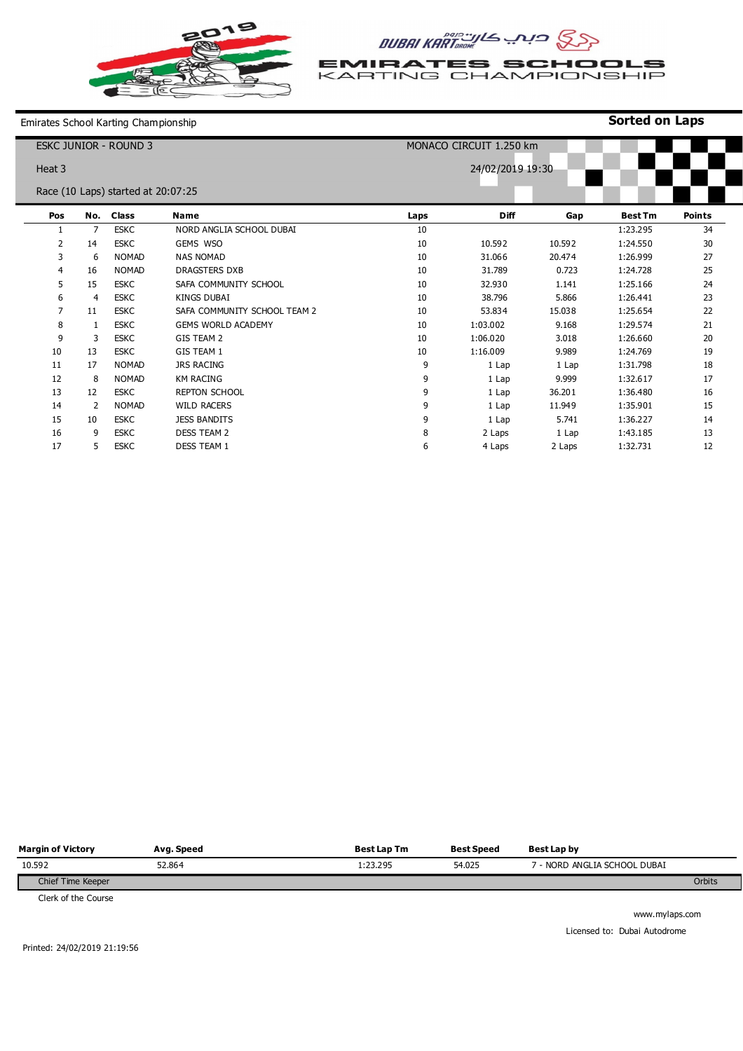# EMIRATES SCHOOLS KARTING CHAMPIONSHIP

Emirates School Karting Championship

**Sorted on Laps**

ESKC JUNIOR - ROUND 3

Heat 3

Race (10 Laps) started at 20:07:25

MONACO CIRCUIT 1.250 km

24/02/2019 19:30

| Pos | No. | Class | Name | Laps | Diff | Gap | Best Tm | Points |
|---|---|---|---|---|---|---|---|---|
| 1 | 7 | ESKC | NORD ANGLIA SCHOOL DUBAI | 10 | | | 1:23.295 | 34 |
| 2 | 14 | ESKC | GEMS WSO | 10 | 10.592 | 10.592 | 1:24.550 | 30 |
| 3 | 6 | NOMAD | NAS NOMAD | 10 | 31.066 | 20.474 | 1:26.999 | 27 |
| 4 | 16 | NOMAD | DRAGSTERS DXB | 10 | 31.789 | 0.723 | 1:24.728 | 25 |
| 5 | 15 | ESKC | SAFA COMMUNITY SCHOOL | 10 | 32.930 | 1.141 | 1:25.166 | 24 |
| 6 | 4 | ESKC | KINGS DUBAI | 10 | 38.796 | 5.866 | 1:26.441 | 23 |
| 7 | 11 | ESKC | SAFA COMMUNITY SCHOOL TEAM 2 | 10 | 53.834 | 15.038 | 1:25.654 | 22 |
| 8 | 1 | ESKC | GEMS WORLD ACADEMY | 10 | 1:03.002 | 9.168 | 1:29.574 | 21 |
| 9 | 3 | ESKC | GIS TEAM 2 | 10 | 1:06.020 | 3.018 | 1:26.660 | 20 |
| 10 | 13 | ESKC | GIS TEAM 1 | 10 | 1:16.009 | 9.989 | 1:24.769 | 19 |
| 11 | 17 | NOMAD | JRS RACING | 9 | 1 Lap | 1 Lap | 1:31.798 | 18 |
| 12 | 8 | NOMAD | KM RACING | 9 | 1 Lap | 9.999 | 1:32.617 | 17 |
| 13 | 12 | ESKC | REPTON SCHOOL | 9 | 1 Lap | 36.201 | 1:36.480 | 16 |
| 14 | 2 | NOMAD | WILD RACERS | 9 | 1 Lap | 11.949 | 1:35.901 | 15 |
| 15 | 10 | ESKC | JESS BANDITS | 9 | 1 Lap | 5.741 | 1:36.227 | 14 |
| 16 | 9 | ESKC | DESS TEAM 2 | 8 | 2 Laps | 1 Lap | 1:43.185 | 13 |
| 17 | 5 | ESKC | DESS TEAM 1 | 6 | 4 Laps | 2 Laps | 1:32.731 | 12 |

| Margin of Victory | Avg. Speed | Best Lap Tm | Best Speed | Best Lap by |
|---|---|---|---|---|
| 10.592 | 52.864 | 1:23.295 | 54.025 | 7 - NORD ANGLIA SCHOOL DUBAI |

Chief Time Keeper

Orbits

Clerk of the Course

www.mylaps.com

Licensed to: Dubai Autodrome

Printed: 24/02/2019 21:19:56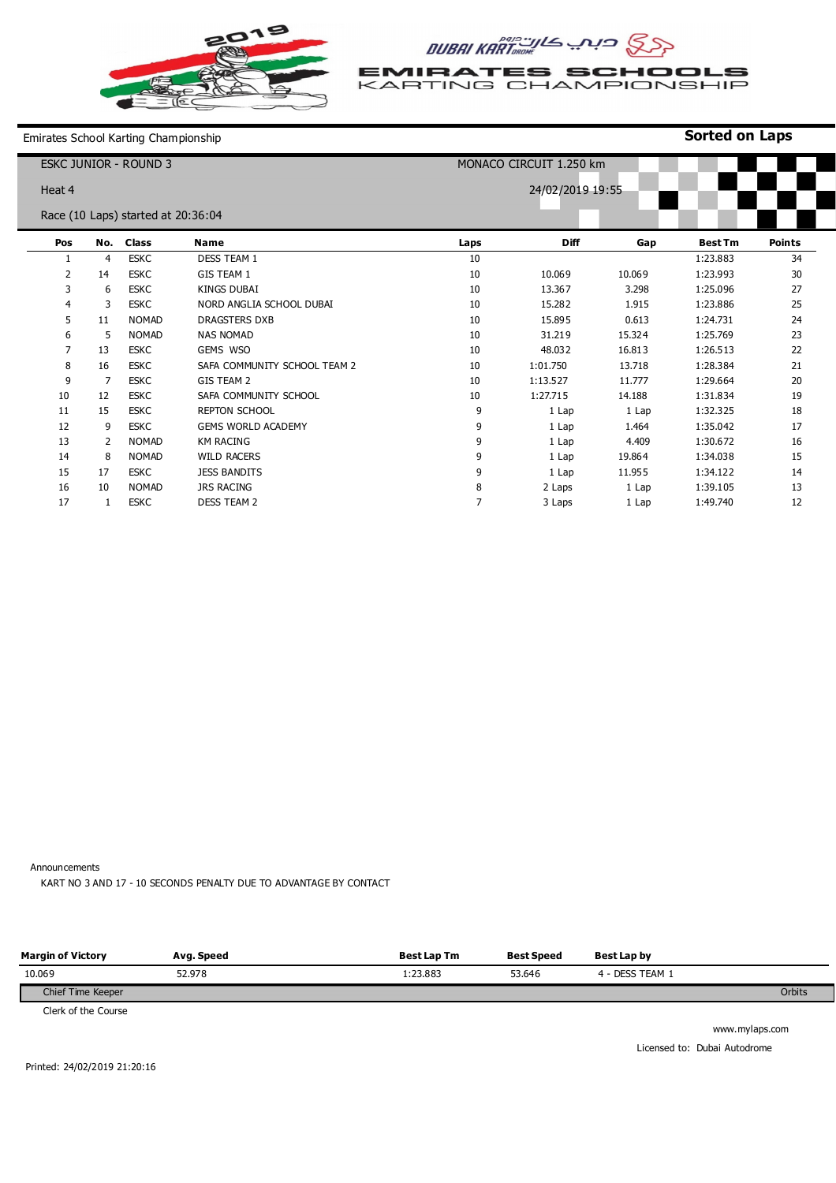EMIRATES SCHOOLS KARTING CHAMPIONSHIP

Emirates School Karting Championship

**Sorted on Laps**

ESKC JUNIOR - ROUND 3

MONACO CIRCUIT 1.250 km

Heat 4

24/02/2019 19:55

Race (10 Laps) started at 20:36:04

| Pos | No. | Class | Name | Laps | Diff | Gap | Best Tm | Points |
|---|---|---|---|---|---|---|---|---|
| 1 | 4 | ESKC | DESS TEAM 1 | 10 | | | 1:23.883 | 34 |
| 2 | 14 | ESKC | GIS TEAM 1 | 10 | 10.069 | 10.069 | 1:23.993 | 30 |
| 3 | 6 | ESKC | KINGS DUBAI | 10 | 13.367 | 3.298 | 1:25.096 | 27 |
| 4 | 3 | ESKC | NORD ANGLIA SCHOOL DUBAI | 10 | 15.282 | 1.915 | 1:23.886 | 25 |
| 5 | 11 | NOMAD | DRAGSTERS DXB | 10 | 15.895 | 0.613 | 1:24.731 | 24 |
| 6 | 5 | NOMAD | NAS NOMAD | 10 | 31.219 | 15.324 | 1:25.769 | 23 |
| 7 | 13 | ESKC | GEMS WSO | 10 | 48.032 | 16.813 | 1:26.513 | 22 |
| 8 | 16 | ESKC | SAFA COMMUNITY SCHOOL TEAM 2 | 10 | 1:01.750 | 13.718 | 1:28.384 | 21 |
| 9 | 7 | ESKC | GIS TEAM 2 | 10 | 1:13.527 | 11.777 | 1:29.664 | 20 |
| 10 | 12 | ESKC | SAFA COMMUNITY SCHOOL | 10 | 1:27.715 | 14.188 | 1:31.834 | 19 |
| 11 | 15 | ESKC | REPTON SCHOOL | 9 | 1 Lap | 1 Lap | 1:32.325 | 18 |
| 12 | 9 | ESKC | GEMS WORLD ACADEMY | 9 | 1 Lap | 1.464 | 1:35.042 | 17 |
| 13 | 2 | NOMAD | KM RACING | 9 | 1 Lap | 4.409 | 1:30.672 | 16 |
| 14 | 8 | NOMAD | WILD RACERS | 9 | 1 Lap | 19.864 | 1:34.038 | 15 |
| 15 | 17 | ESKC | JESS BANDITS | 9 | 1 Lap | 11.955 | 1:34.122 | 14 |
| 16 | 10 | NOMAD | JRS RACING | 8 | 2 Laps | 1 Lap | 1:39.105 | 13 |
| 17 | 1 | ESKC | DESS TEAM 2 | 7 | 3 Laps | 1 Lap | 1:49.740 | 12 |

Announcements

KART NO 3 AND 17 - 10 SECONDS PENALTY DUE TO ADVANTAGE BY CONTACT

| Margin of Victory | Avg. Speed | Best Lap Tm | Best Speed | Best Lap by |
|---|---|---|---|---|
| 10.069 | 52.978 | 1:23.883 | 53.646 | 4 - DESS TEAM 1 |

Chief Time Keeper

Orbits

Clerk of the Course

www.mylaps.com

Licensed to: Dubai Autodrome

Printed: 24/02/2019 21:20:16